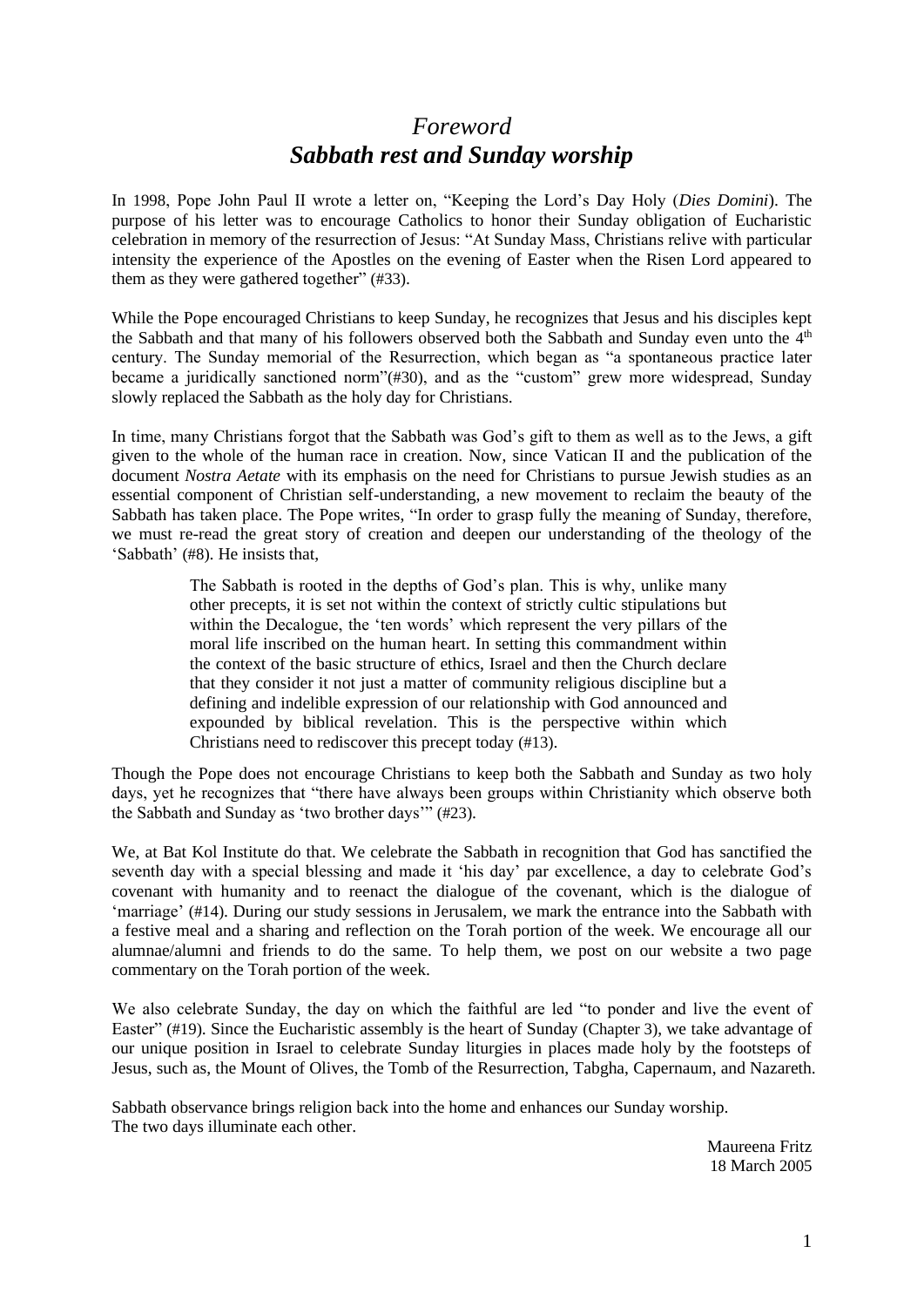# *Foreword*
# ***Sabbath rest and Sunday worship***

In 1998, Pope John Paul II wrote a letter on, "Keeping the Lord's Day Holy (*Dies Domini*). The purpose of his letter was to encourage Catholics to honor their Sunday obligation of Eucharistic celebration in memory of the resurrection of Jesus: "At Sunday Mass, Christians relive with particular intensity the experience of the Apostles on the evening of Easter when the Risen Lord appeared to them as they were gathered together" (#33).

While the Pope encouraged Christians to keep Sunday, he recognizes that Jesus and his disciples kept the Sabbath and that many of his followers observed both the Sabbath and Sunday even unto the 4th century. The Sunday memorial of the Resurrection, which began as "a spontaneous practice later became a juridically sanctioned norm"(#30), and as the "custom" grew more widespread, Sunday slowly replaced the Sabbath as the holy day for Christians.

In time, many Christians forgot that the Sabbath was God's gift to them as well as to the Jews, a gift given to the whole of the human race in creation. Now, since Vatican II and the publication of the document *Nostra Aetate* with its emphasis on the need for Christians to pursue Jewish studies as an essential component of Christian self-understanding, a new movement to reclaim the beauty of the Sabbath has taken place. The Pope writes, "In order to grasp fully the meaning of Sunday, therefore, we must re-read the great story of creation and deepen our understanding of the theology of the 'Sabbath' (#8). He insists that,

> The Sabbath is rooted in the depths of God's plan. This is why, unlike many other precepts, it is set not within the context of strictly cultic stipulations but within the Decalogue, the 'ten words' which represent the very pillars of the moral life inscribed on the human heart. In setting this commandment within the context of the basic structure of ethics, Israel and then the Church declare that they consider it not just a matter of community religious discipline but a defining and indelible expression of our relationship with God announced and expounded by biblical revelation. This is the perspective within which Christians need to rediscover this precept today (#13).

Though the Pope does not encourage Christians to keep both the Sabbath and Sunday as two holy days, yet he recognizes that "there have always been groups within Christianity which observe both the Sabbath and Sunday as 'two brother days'" (#23).

We, at Bat Kol Institute do that. We celebrate the Sabbath in recognition that God has sanctified the seventh day with a special blessing and made it 'his day' par excellence, a day to celebrate God's covenant with humanity and to reenact the dialogue of the covenant, which is the dialogue of 'marriage' (#14). During our study sessions in Jerusalem, we mark the entrance into the Sabbath with a festive meal and a sharing and reflection on the Torah portion of the week. We encourage all our alumnae/alumni and friends to do the same. To help them, we post on our website a two page commentary on the Torah portion of the week.

We also celebrate Sunday, the day on which the faithful are led "to ponder and live the event of Easter" (#19). Since the Eucharistic assembly is the heart of Sunday (Chapter 3), we take advantage of our unique position in Israel to celebrate Sunday liturgies in places made holy by the footsteps of Jesus, such as, the Mount of Olives, the Tomb of the Resurrection, Tabgha, Capernaum, and Nazareth.

Sabbath observance brings religion back into the home and enhances our Sunday worship.
The two days illuminate each other.

Maureena Fritz
18 March 2005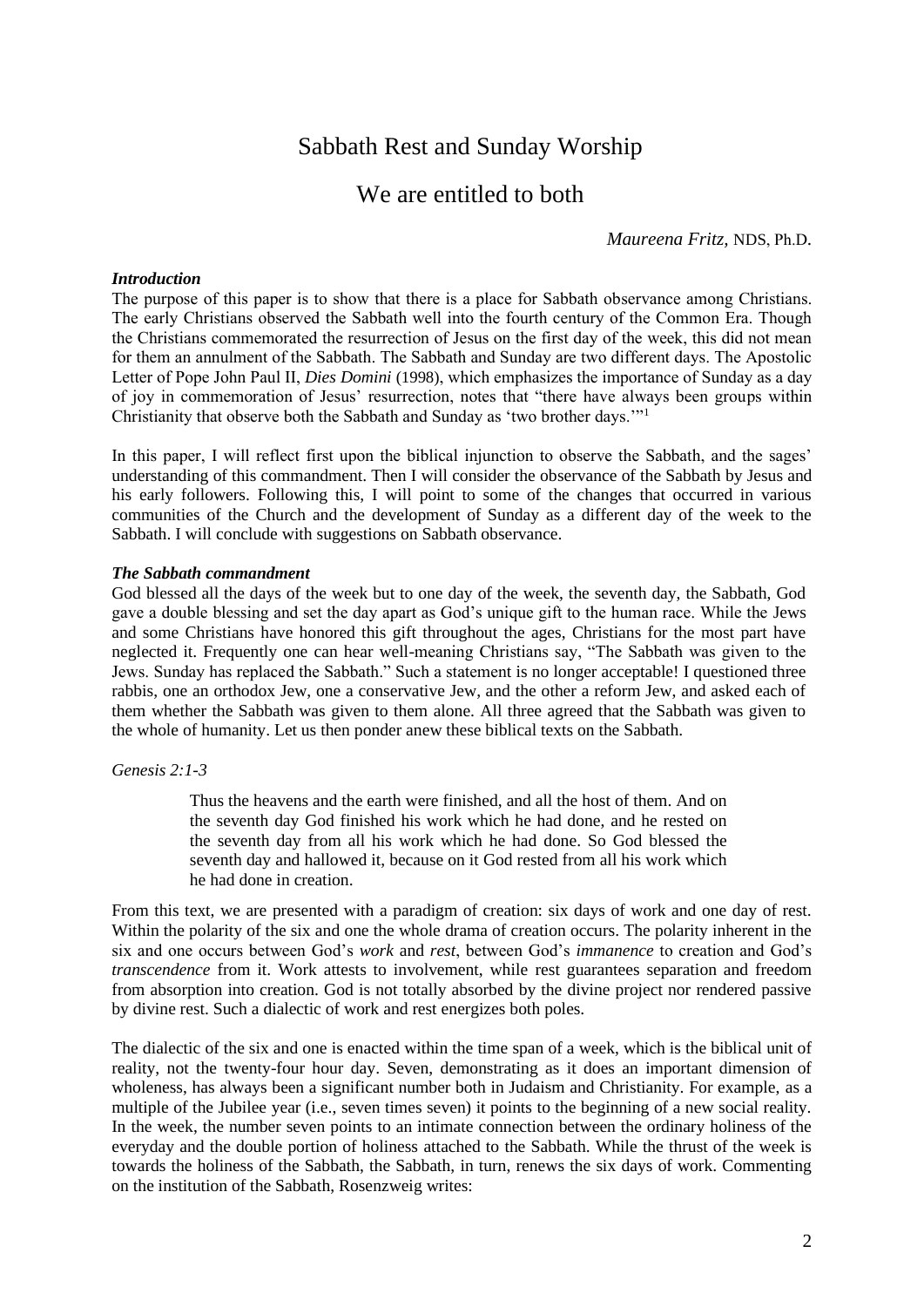# Sabbath Rest and Sunday Worship

## We are entitled to both

*Maureena Fritz,* NDS, Ph.D.

***Introduction***

The purpose of this paper is to show that there is a place for Sabbath observance among Christians. The early Christians observed the Sabbath well into the fourth century of the Common Era. Though the Christians commemorated the resurrection of Jesus on the first day of the week, this did not mean for them an annulment of the Sabbath. The Sabbath and Sunday are two different days. The Apostolic Letter of Pope John Paul II, *Dies Domini* (1998), which emphasizes the importance of Sunday as a day of joy in commemoration of Jesus' resurrection, notes that "there have always been groups within Christianity that observe both the Sabbath and Sunday as 'two brother days.'"[1]

In this paper, I will reflect first upon the biblical injunction to observe the Sabbath, and the sages' understanding of this commandment. Then I will consider the observance of the Sabbath by Jesus and his early followers. Following this, I will point to some of the changes that occurred in various communities of the Church and the development of Sunday as a different day of the week to the Sabbath. I will conclude with suggestions on Sabbath observance.

***The Sabbath commandment***

God blessed all the days of the week but to one day of the week, the seventh day, the Sabbath, God gave a double blessing and set the day apart as God's unique gift to the human race. While the Jews and some Christians have honored this gift throughout the ages, Christians for the most part have neglected it. Frequently one can hear well-meaning Christians say, "The Sabbath was given to the Jews. Sunday has replaced the Sabbath." Such a statement is no longer acceptable! I questioned three rabbis, one an orthodox Jew, one a conservative Jew, and the other a reform Jew, and asked each of them whether the Sabbath was given to them alone. All three agreed that the Sabbath was given to the whole of humanity. Let us then ponder anew these biblical texts on the Sabbath.

*Genesis 2:1-3*

> Thus the heavens and the earth were finished, and all the host of them. And on the seventh day God finished his work which he had done, and he rested on the seventh day from all his work which he had done. So God blessed the seventh day and hallowed it, because on it God rested from all his work which he had done in creation.

From this text, we are presented with a paradigm of creation: six days of work and one day of rest. Within the polarity of the six and one the whole drama of creation occurs. The polarity inherent in the six and one occurs between God's *work* and *rest*, between God's *immanence* to creation and God's *transcendence* from it. Work attests to involvement, while rest guarantees separation and freedom from absorption into creation. God is not totally absorbed by the divine project nor rendered passive by divine rest. Such a dialectic of work and rest energizes both poles.

The dialectic of the six and one is enacted within the time span of a week, which is the biblical unit of reality, not the twenty-four hour day. Seven, demonstrating as it does an important dimension of wholeness, has always been a significant number both in Judaism and Christianity. For example, as a multiple of the Jubilee year (i.e., seven times seven) it points to the beginning of a new social reality. In the week, the number seven points to an intimate connection between the ordinary holiness of the everyday and the double portion of holiness attached to the Sabbath. While the thrust of the week is towards the holiness of the Sabbath, the Sabbath, in turn, renews the six days of work. Commenting on the institution of the Sabbath, Rosenzweig writes: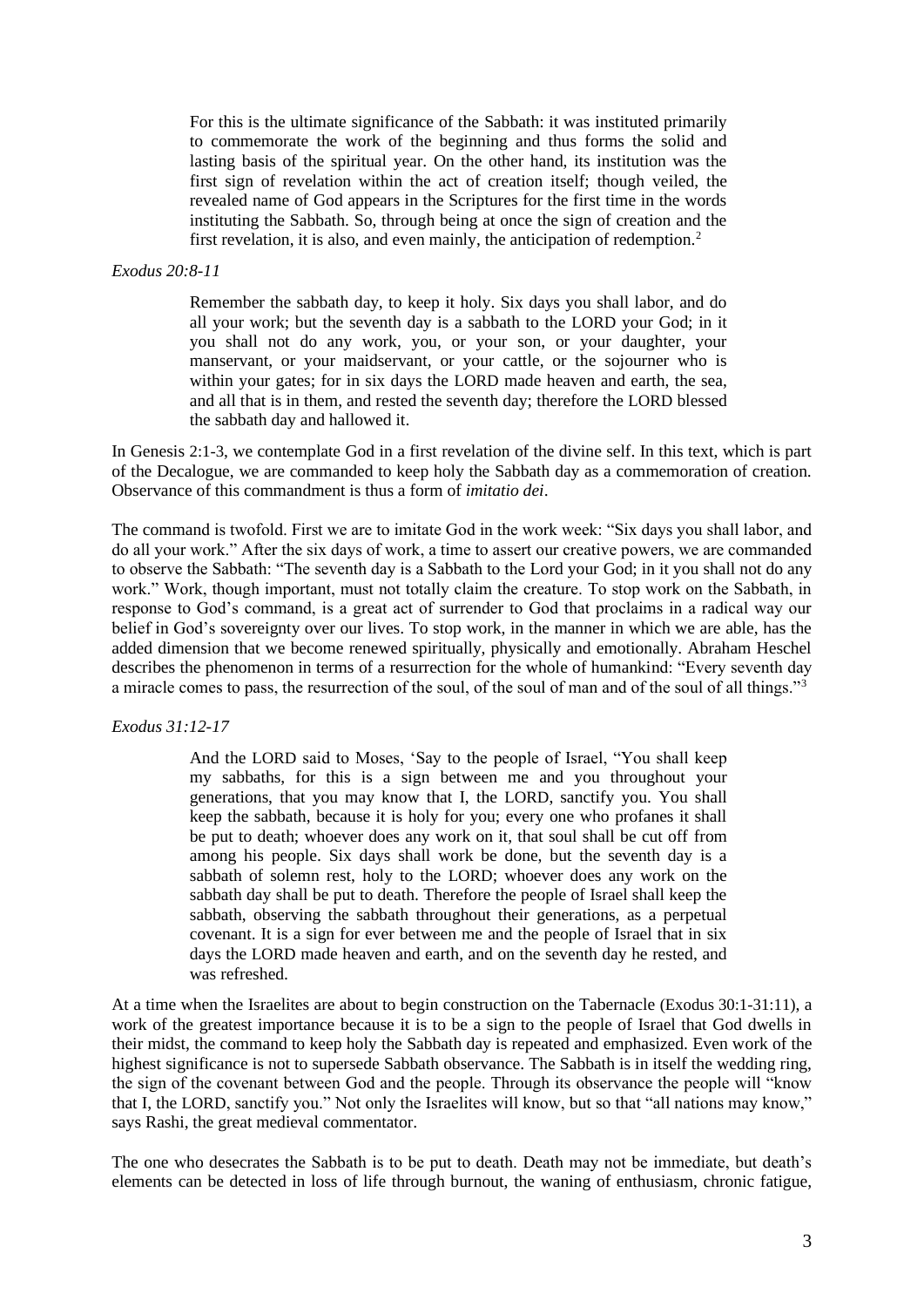> For this is the ultimate significance of the Sabbath: it was instituted primarily to commemorate the work of the beginning and thus forms the solid and lasting basis of the spiritual year. On the other hand, its institution was the first sign of revelation within the act of creation itself; though veiled, the revealed name of God appears in the Scriptures for the first time in the words instituting the Sabbath. So, through being at once the sign of creation and the first revelation, it is also, and even mainly, the anticipation of redemption.[2]

*Exodus 20:8-11*

> Remember the sabbath day, to keep it holy. Six days you shall labor, and do all your work; but the seventh day is a sabbath to the LORD your God; in it you shall not do any work, you, or your son, or your daughter, your manservant, or your maidservant, or your cattle, or the sojourner who is within your gates; for in six days the LORD made heaven and earth, the sea, and all that is in them, and rested the seventh day; therefore the LORD blessed the sabbath day and hallowed it.

In Genesis 2:1-3, we contemplate God in a first revelation of the divine self. In this text, which is part of the Decalogue, we are commanded to keep holy the Sabbath day as a commemoration of creation. Observance of this commandment is thus a form of *imitatio dei*.

The command is twofold. First we are to imitate God in the work week: "Six days you shall labor, and do all your work." After the six days of work, a time to assert our creative powers, we are commanded to observe the Sabbath: "The seventh day is a Sabbath to the Lord your God; in it you shall not do any work." Work, though important, must not totally claim the creature. To stop work on the Sabbath, in response to God's command, is a great act of surrender to God that proclaims in a radical way our belief in God's sovereignty over our lives. To stop work, in the manner in which we are able, has the added dimension that we become renewed spiritually, physically and emotionally. Abraham Heschel describes the phenomenon in terms of a resurrection for the whole of humankind: "Every seventh day a miracle comes to pass, the resurrection of the soul, of the soul of man and of the soul of all things."[3]

*Exodus 31:12-17*

> And the LORD said to Moses, 'Say to the people of Israel, "You shall keep my sabbaths, for this is a sign between me and you throughout your generations, that you may know that I, the LORD, sanctify you. You shall keep the sabbath, because it is holy for you; every one who profanes it shall be put to death; whoever does any work on it, that soul shall be cut off from among his people. Six days shall work be done, but the seventh day is a sabbath of solemn rest, holy to the LORD; whoever does any work on the sabbath day shall be put to death. Therefore the people of Israel shall keep the sabbath, observing the sabbath throughout their generations, as a perpetual covenant. It is a sign for ever between me and the people of Israel that in six days the LORD made heaven and earth, and on the seventh day he rested, and was refreshed.

At a time when the Israelites are about to begin construction on the Tabernacle (Exodus 30:1-31:11), a work of the greatest importance because it is to be a sign to the people of Israel that God dwells in their midst, the command to keep holy the Sabbath day is repeated and emphasized. Even work of the highest significance is not to supersede Sabbath observance. The Sabbath is in itself the wedding ring, the sign of the covenant between God and the people. Through its observance the people will "know that I, the LORD, sanctify you." Not only the Israelites will know, but so that "all nations may know," says Rashi, the great medieval commentator.

The one who desecrates the Sabbath is to be put to death. Death may not be immediate, but death's elements can be detected in loss of life through burnout, the waning of enthusiasm, chronic fatigue,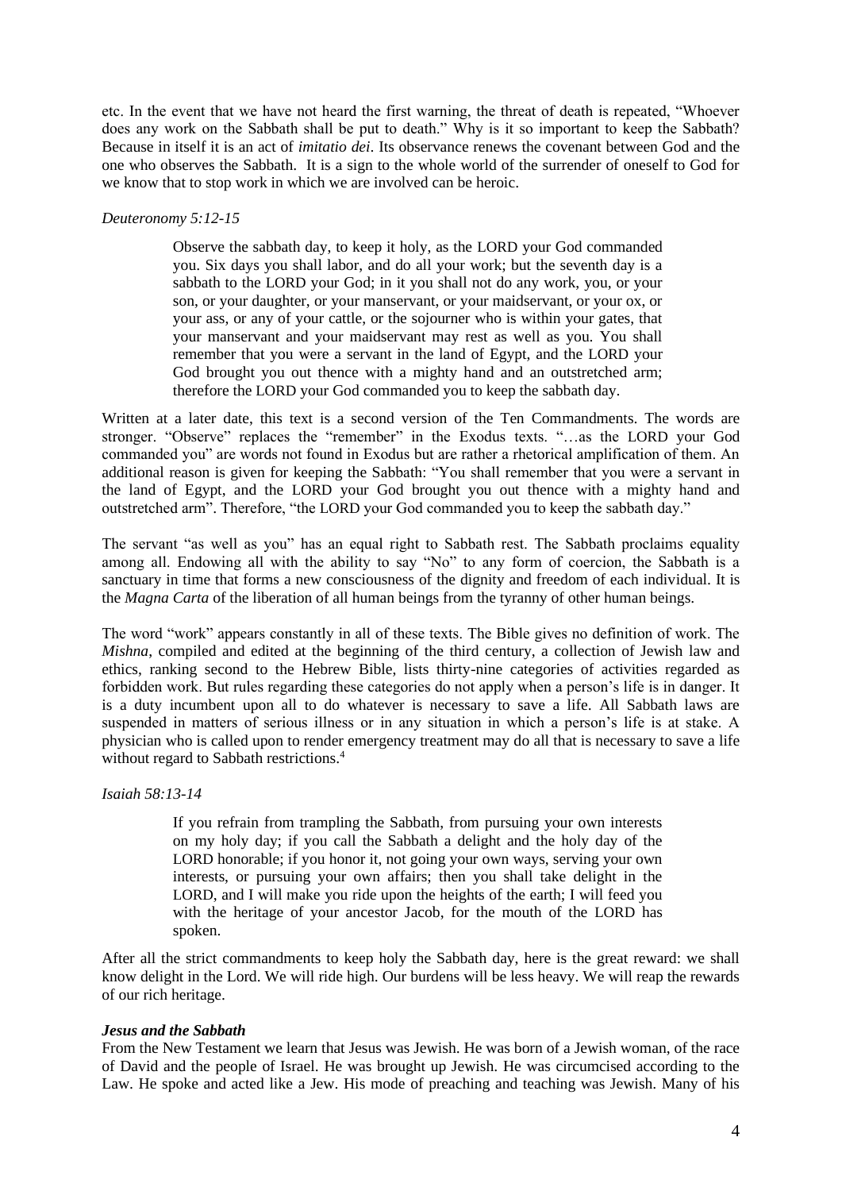etc. In the event that we have not heard the first warning, the threat of death is repeated, "Whoever does any work on the Sabbath shall be put to death." Why is it so important to keep the Sabbath? Because in itself it is an act of *imitatio dei*. Its observance renews the covenant between God and the one who observes the Sabbath. It is a sign to the whole world of the surrender of oneself to God for we know that to stop work in which we are involved can be heroic.

*Deuteronomy 5:12-15*

> Observe the sabbath day, to keep it holy, as the LORD your God commanded you. Six days you shall labor, and do all your work; but the seventh day is a sabbath to the LORD your God; in it you shall not do any work, you, or your son, or your daughter, or your manservant, or your maidservant, or your ox, or your ass, or any of your cattle, or the sojourner who is within your gates, that your manservant and your maidservant may rest as well as you. You shall remember that you were a servant in the land of Egypt, and the LORD your God brought you out thence with a mighty hand and an outstretched arm; therefore the LORD your God commanded you to keep the sabbath day.

Written at a later date, this text is a second version of the Ten Commandments. The words are stronger. "Observe" replaces the "remember" in the Exodus texts. "…as the LORD your God commanded you" are words not found in Exodus but are rather a rhetorical amplification of them. An additional reason is given for keeping the Sabbath: "You shall remember that you were a servant in the land of Egypt, and the LORD your God brought you out thence with a mighty hand and outstretched arm". Therefore, "the LORD your God commanded you to keep the sabbath day."

The servant "as well as you" has an equal right to Sabbath rest. The Sabbath proclaims equality among all. Endowing all with the ability to say "No" to any form of coercion, the Sabbath is a sanctuary in time that forms a new consciousness of the dignity and freedom of each individual. It is the *Magna Carta* of the liberation of all human beings from the tyranny of other human beings.

The word "work" appears constantly in all of these texts. The Bible gives no definition of work. The *Mishna*, compiled and edited at the beginning of the third century, a collection of Jewish law and ethics, ranking second to the Hebrew Bible, lists thirty-nine categories of activities regarded as forbidden work. But rules regarding these categories do not apply when a person's life is in danger. It is a duty incumbent upon all to do whatever is necessary to save a life. All Sabbath laws are suspended in matters of serious illness or in any situation in which a person's life is at stake. A physician who is called upon to render emergency treatment may do all that is necessary to save a life without regard to Sabbath restrictions.[4]

*Isaiah 58:13-14*

> If you refrain from trampling the Sabbath, from pursuing your own interests on my holy day; if you call the Sabbath a delight and the holy day of the LORD honorable; if you honor it, not going your own ways, serving your own interests, or pursuing your own affairs; then you shall take delight in the LORD, and I will make you ride upon the heights of the earth; I will feed you with the heritage of your ancestor Jacob, for the mouth of the LORD has spoken.

After all the strict commandments to keep holy the Sabbath day, here is the great reward: we shall know delight in the Lord. We will ride high. Our burdens will be less heavy. We will reap the rewards of our rich heritage.

***Jesus and the Sabbath***

From the New Testament we learn that Jesus was Jewish. He was born of a Jewish woman, of the race of David and the people of Israel. He was brought up Jewish. He was circumcised according to the Law. He spoke and acted like a Jew. His mode of preaching and teaching was Jewish. Many of his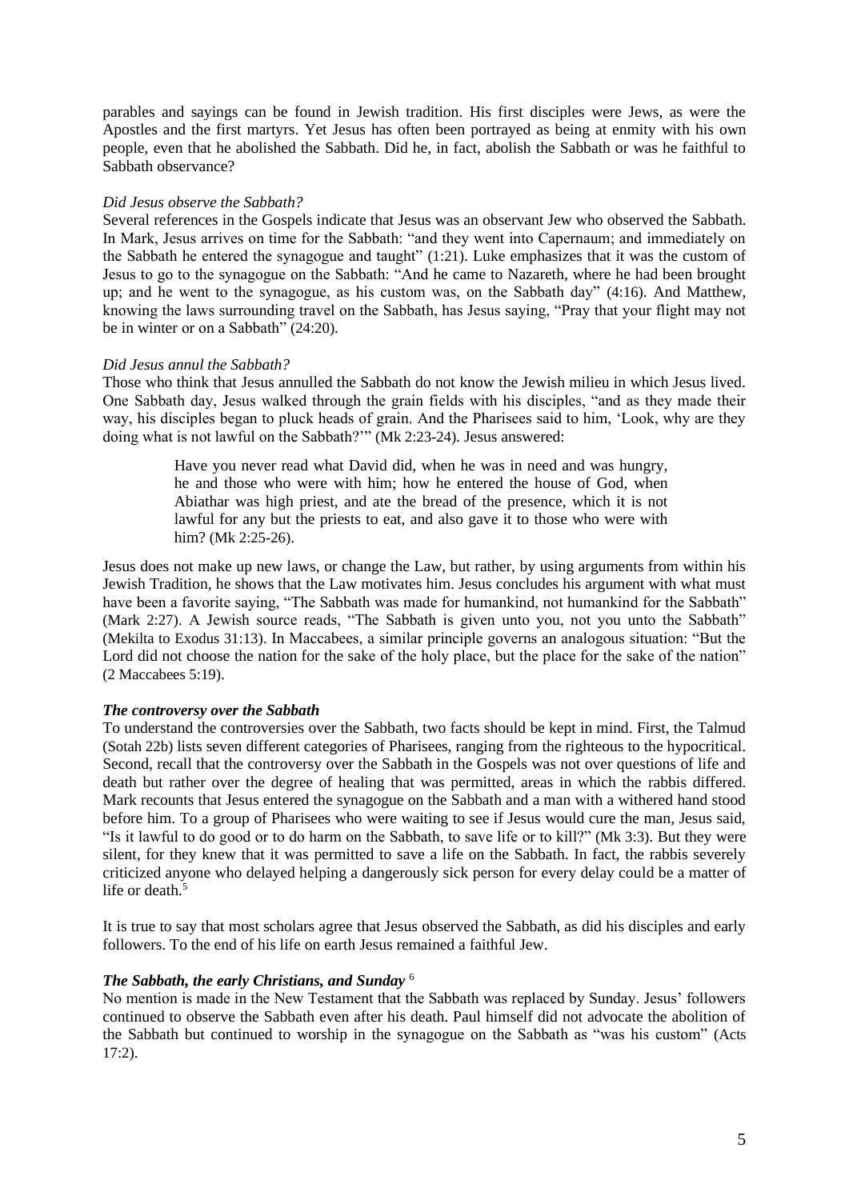parables and sayings can be found in Jewish tradition. His first disciples were Jews, as were the Apostles and the first martyrs. Yet Jesus has often been portrayed as being at enmity with his own people, even that he abolished the Sabbath. Did he, in fact, abolish the Sabbath or was he faithful to Sabbath observance?

*Did Jesus observe the Sabbath?*

Several references in the Gospels indicate that Jesus was an observant Jew who observed the Sabbath. In Mark, Jesus arrives on time for the Sabbath: "and they went into Capernaum; and immediately on the Sabbath he entered the synagogue and taught" (1:21). Luke emphasizes that it was the custom of Jesus to go to the synagogue on the Sabbath: "And he came to Nazareth, where he had been brought up; and he went to the synagogue, as his custom was, on the Sabbath day" (4:16). And Matthew, knowing the laws surrounding travel on the Sabbath, has Jesus saying, "Pray that your flight may not be in winter or on a Sabbath" (24:20).

*Did Jesus annul the Sabbath?*

Those who think that Jesus annulled the Sabbath do not know the Jewish milieu in which Jesus lived. One Sabbath day, Jesus walked through the grain fields with his disciples, "and as they made their way, his disciples began to pluck heads of grain. And the Pharisees said to him, 'Look, why are they doing what is not lawful on the Sabbath?'" (Mk 2:23-24). Jesus answered:

> Have you never read what David did, when he was in need and was hungry, he and those who were with him; how he entered the house of God, when Abiathar was high priest, and ate the bread of the presence, which it is not lawful for any but the priests to eat, and also gave it to those who were with him? (Mk 2:25-26).

Jesus does not make up new laws, or change the Law, but rather, by using arguments from within his Jewish Tradition, he shows that the Law motivates him. Jesus concludes his argument with what must have been a favorite saying, "The Sabbath was made for humankind, not humankind for the Sabbath" (Mark 2:27). A Jewish source reads, "The Sabbath is given unto you, not you unto the Sabbath" (Mekilta to Exodus 31:13). In Maccabees, a similar principle governs an analogous situation: "But the Lord did not choose the nation for the sake of the holy place, but the place for the sake of the nation" (2 Maccabees 5:19).

***The controversy over the Sabbath***

To understand the controversies over the Sabbath, two facts should be kept in mind. First, the Talmud (Sotah 22b) lists seven different categories of Pharisees, ranging from the righteous to the hypocritical. Second, recall that the controversy over the Sabbath in the Gospels was not over questions of life and death but rather over the degree of healing that was permitted, areas in which the rabbis differed. Mark recounts that Jesus entered the synagogue on the Sabbath and a man with a withered hand stood before him. To a group of Pharisees who were waiting to see if Jesus would cure the man, Jesus said, "Is it lawful to do good or to do harm on the Sabbath, to save life or to kill?" (Mk 3:3). But they were silent, for they knew that it was permitted to save a life on the Sabbath. In fact, the rabbis severely criticized anyone who delayed helping a dangerously sick person for every delay could be a matter of life or death.[5]

It is true to say that most scholars agree that Jesus observed the Sabbath, as did his disciples and early followers. To the end of his life on earth Jesus remained a faithful Jew.

***The Sabbath, the early Christians, and Sunday*** [6]

No mention is made in the New Testament that the Sabbath was replaced by Sunday. Jesus' followers continued to observe the Sabbath even after his death. Paul himself did not advocate the abolition of the Sabbath but continued to worship in the synagogue on the Sabbath as "was his custom" (Acts 17:2).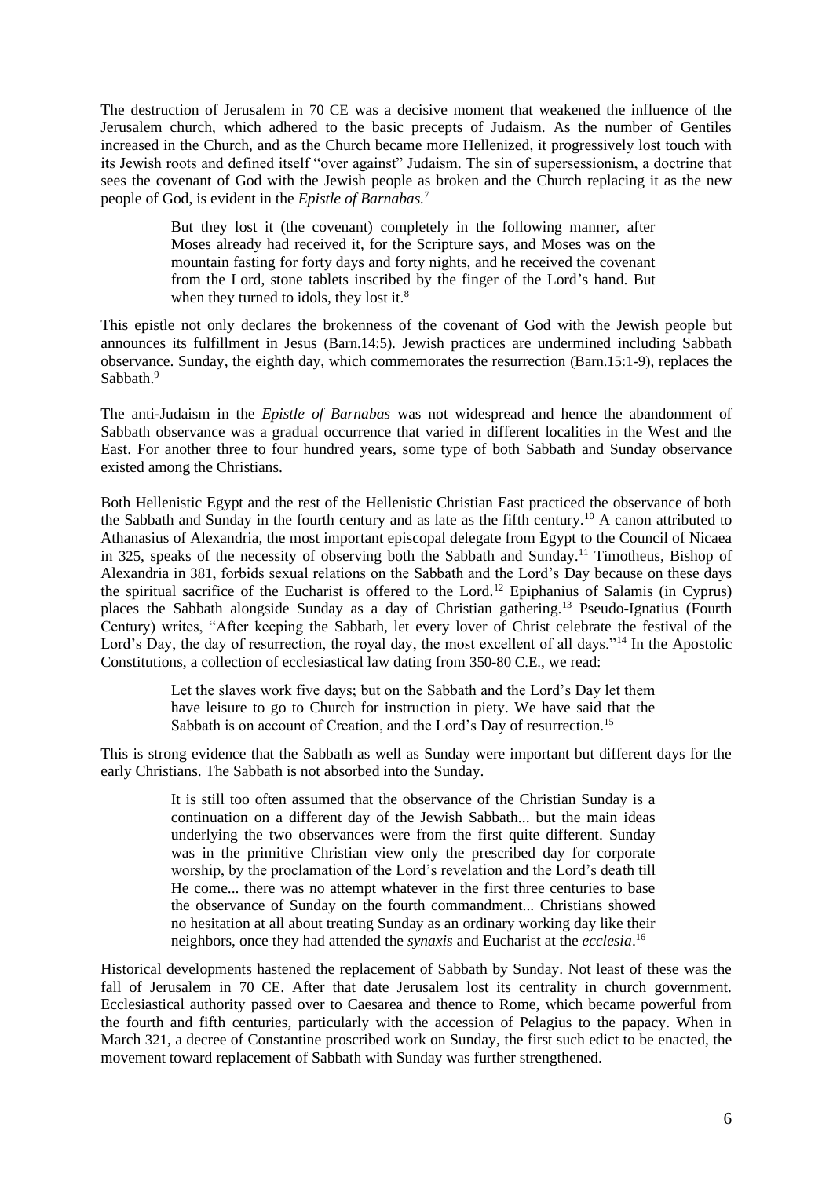The destruction of Jerusalem in 70 CE was a decisive moment that weakened the influence of the Jerusalem church, which adhered to the basic precepts of Judaism. As the number of Gentiles increased in the Church, and as the Church became more Hellenized, it progressively lost touch with its Jewish roots and defined itself "over against" Judaism. The sin of supersessionism, a doctrine that sees the covenant of God with the Jewish people as broken and the Church replacing it as the new people of God, is evident in the *Epistle of Barnabas.*[7]

> But they lost it (the covenant) completely in the following manner, after Moses already had received it, for the Scripture says, and Moses was on the mountain fasting for forty days and forty nights, and he received the covenant from the Lord, stone tablets inscribed by the finger of the Lord's hand. But when they turned to idols, they lost it.[8]

This epistle not only declares the brokenness of the covenant of God with the Jewish people but announces its fulfillment in Jesus (Barn.14:5). Jewish practices are undermined including Sabbath observance. Sunday, the eighth day, which commemorates the resurrection (Barn.15:1-9), replaces the Sabbath.[9]

The anti-Judaism in the *Epistle of Barnabas* was not widespread and hence the abandonment of Sabbath observance was a gradual occurrence that varied in different localities in the West and the East. For another three to four hundred years, some type of both Sabbath and Sunday observance existed among the Christians.

Both Hellenistic Egypt and the rest of the Hellenistic Christian East practiced the observance of both the Sabbath and Sunday in the fourth century and as late as the fifth century.[10] A canon attributed to Athanasius of Alexandria, the most important episcopal delegate from Egypt to the Council of Nicaea in 325, speaks of the necessity of observing both the Sabbath and Sunday.[11] Timotheus, Bishop of Alexandria in 381, forbids sexual relations on the Sabbath and the Lord's Day because on these days the spiritual sacrifice of the Eucharist is offered to the Lord.[12] Epiphanius of Salamis (in Cyprus) places the Sabbath alongside Sunday as a day of Christian gathering.[13] Pseudo-Ignatius (Fourth Century) writes, "After keeping the Sabbath, let every lover of Christ celebrate the festival of the Lord's Day, the day of resurrection, the royal day, the most excellent of all days."[14] In the Apostolic Constitutions, a collection of ecclesiastical law dating from 350-80 C.E., we read:

> Let the slaves work five days; but on the Sabbath and the Lord's Day let them have leisure to go to Church for instruction in piety. We have said that the Sabbath is on account of Creation, and the Lord's Day of resurrection.[15]

This is strong evidence that the Sabbath as well as Sunday were important but different days for the early Christians. The Sabbath is not absorbed into the Sunday.

> It is still too often assumed that the observance of the Christian Sunday is a continuation on a different day of the Jewish Sabbath... but the main ideas underlying the two observances were from the first quite different. Sunday was in the primitive Christian view only the prescribed day for corporate worship, by the proclamation of the Lord's revelation and the Lord's death till He come... there was no attempt whatever in the first three centuries to base the observance of Sunday on the fourth commandment... Christians showed no hesitation at all about treating Sunday as an ordinary working day like their neighbors, once they had attended the *synaxis* and Eucharist at the *ecclesia*.[16]

Historical developments hastened the replacement of Sabbath by Sunday. Not least of these was the fall of Jerusalem in 70 CE. After that date Jerusalem lost its centrality in church government. Ecclesiastical authority passed over to Caesarea and thence to Rome, which became powerful from the fourth and fifth centuries, particularly with the accession of Pelagius to the papacy. When in March 321, a decree of Constantine proscribed work on Sunday, the first such edict to be enacted, the movement toward replacement of Sabbath with Sunday was further strengthened.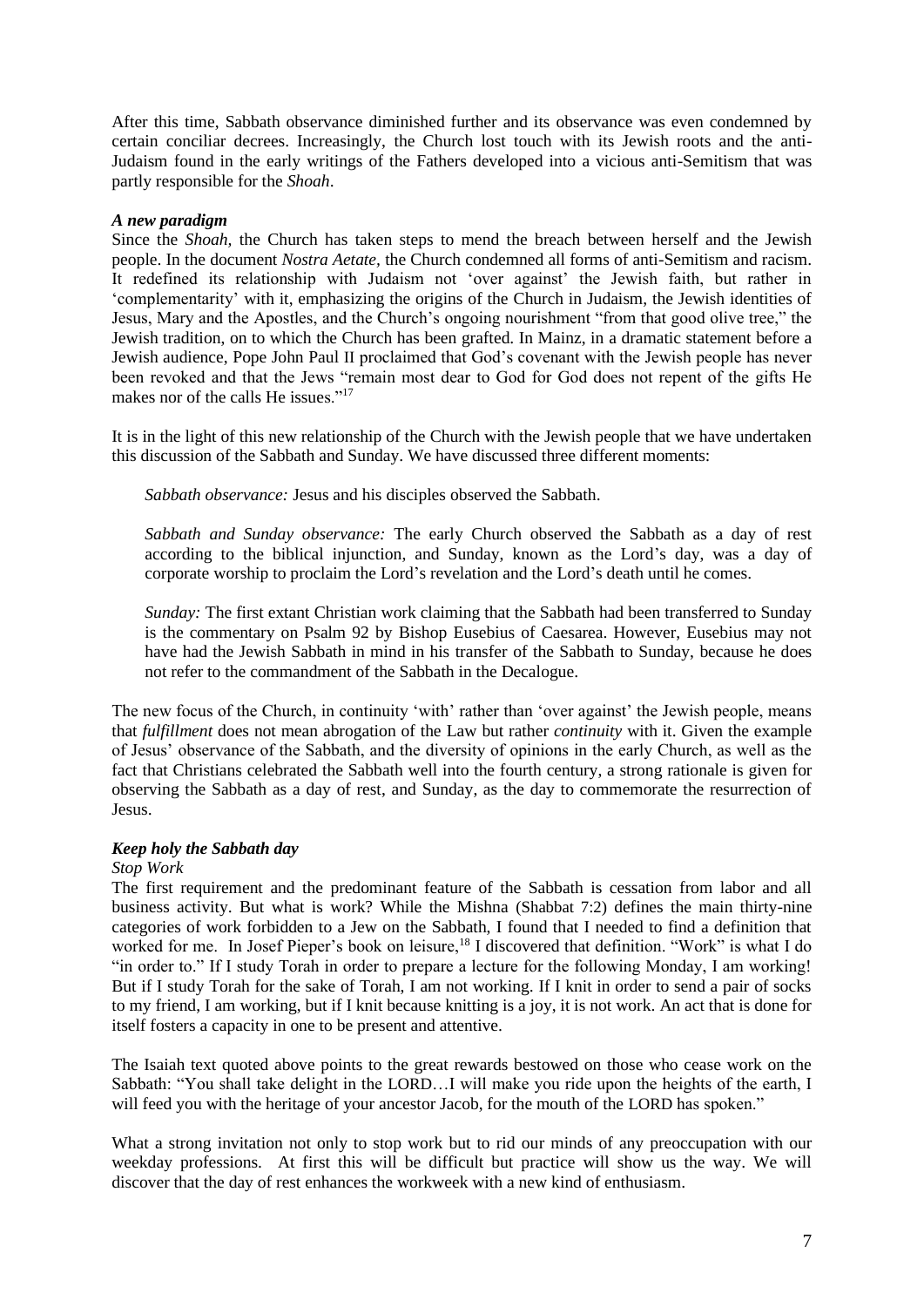After this time, Sabbath observance diminished further and its observance was even condemned by certain conciliar decrees. Increasingly, the Church lost touch with its Jewish roots and the anti-Judaism found in the early writings of the Fathers developed into a vicious anti-Semitism that was partly responsible for the *Shoah*.

### *A new paradigm*

Since the *Shoah,* the Church has taken steps to mend the breach between herself and the Jewish people. In the document *Nostra Aetate,* the Church condemned all forms of anti-Semitism and racism. It redefined its relationship with Judaism not 'over against' the Jewish faith, but rather in 'complementarity' with it, emphasizing the origins of the Church in Judaism, the Jewish identities of Jesus, Mary and the Apostles, and the Church's ongoing nourishment "from that good olive tree," the Jewish tradition, on to which the Church has been grafted. In Mainz, in a dramatic statement before a Jewish audience, Pope John Paul II proclaimed that God's covenant with the Jewish people has never been revoked and that the Jews "remain most dear to God for God does not repent of the gifts He makes nor of the calls He issues."[17]

It is in the light of this new relationship of the Church with the Jewish people that we have undertaken this discussion of the Sabbath and Sunday. We have discussed three different moments:

*Sabbath observance:* Jesus and his disciples observed the Sabbath.

*Sabbath and Sunday observance:* The early Church observed the Sabbath as a day of rest according to the biblical injunction, and Sunday, known as the Lord's day, was a day of corporate worship to proclaim the Lord's revelation and the Lord's death until he comes.

*Sunday:* The first extant Christian work claiming that the Sabbath had been transferred to Sunday is the commentary on Psalm 92 by Bishop Eusebius of Caesarea. However, Eusebius may not have had the Jewish Sabbath in mind in his transfer of the Sabbath to Sunday, because he does not refer to the commandment of the Sabbath in the Decalogue.

The new focus of the Church, in continuity 'with' rather than 'over against' the Jewish people, means that *fulfillment* does not mean abrogation of the Law but rather *continuity* with it. Given the example of Jesus' observance of the Sabbath, and the diversity of opinions in the early Church, as well as the fact that Christians celebrated the Sabbath well into the fourth century, a strong rationale is given for observing the Sabbath as a day of rest, and Sunday, as the day to commemorate the resurrection of Jesus.

### *Keep holy the Sabbath day*

*Stop Work*

The first requirement and the predominant feature of the Sabbath is cessation from labor and all business activity. But what is work? While the Mishna (Shabbat 7:2) defines the main thirty-nine categories of work forbidden to a Jew on the Sabbath, I found that I needed to find a definition that worked for me. In Josef Pieper's book on leisure,[18] I discovered that definition. "Work" is what I do "in order to." If I study Torah in order to prepare a lecture for the following Monday, I am working! But if I study Torah for the sake of Torah, I am not working. If I knit in order to send a pair of socks to my friend, I am working, but if I knit because knitting is a joy, it is not work. An act that is done for itself fosters a capacity in one to be present and attentive.

The Isaiah text quoted above points to the great rewards bestowed on those who cease work on the Sabbath: "You shall take delight in the LORD…I will make you ride upon the heights of the earth, I will feed you with the heritage of your ancestor Jacob, for the mouth of the LORD has spoken."

What a strong invitation not only to stop work but to rid our minds of any preoccupation with our weekday professions. At first this will be difficult but practice will show us the way. We will discover that the day of rest enhances the workweek with a new kind of enthusiasm.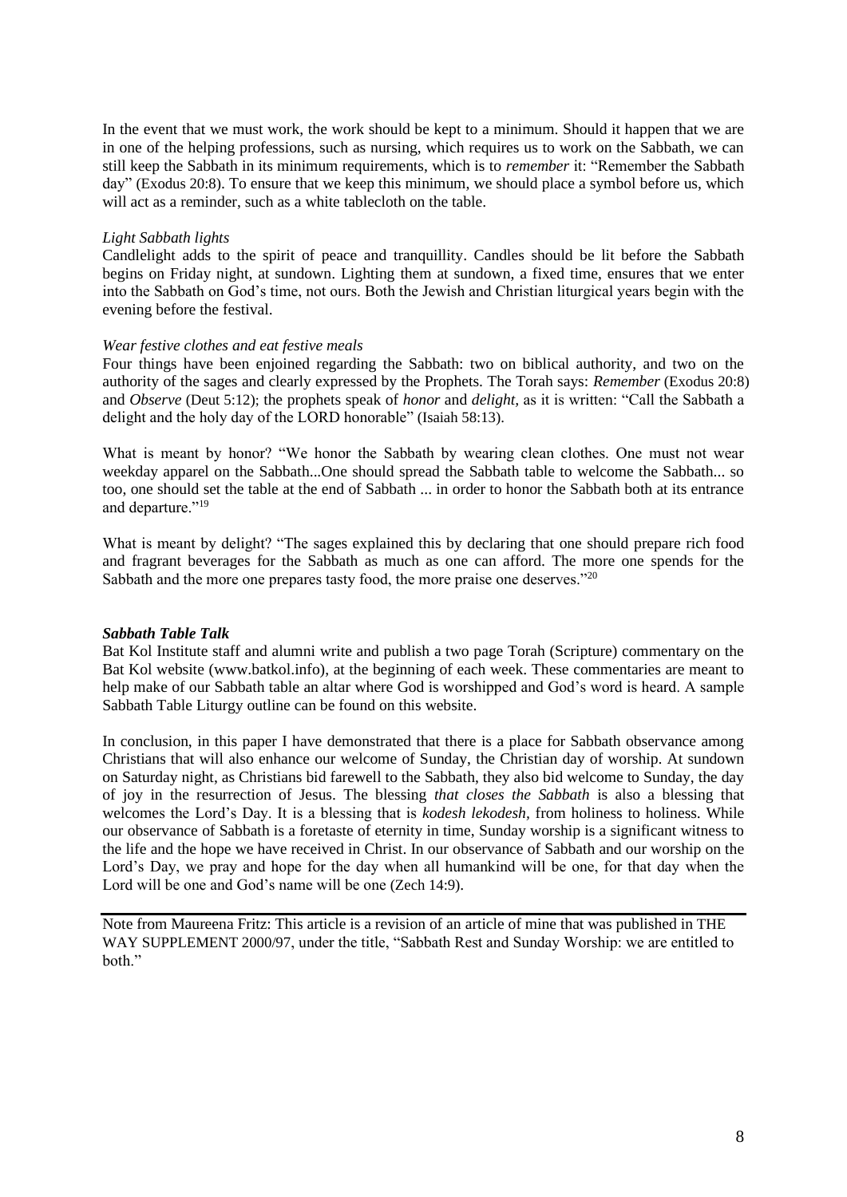In the event that we must work, the work should be kept to a minimum. Should it happen that we are in one of the helping professions, such as nursing, which requires us to work on the Sabbath, we can still keep the Sabbath in its minimum requirements, which is to *remember* it: "Remember the Sabbath day" (Exodus 20:8). To ensure that we keep this minimum, we should place a symbol before us, which will act as a reminder, such as a white tablecloth on the table.

*Light Sabbath lights*

Candlelight adds to the spirit of peace and tranquillity. Candles should be lit before the Sabbath begins on Friday night, at sundown. Lighting them at sundown, a fixed time, ensures that we enter into the Sabbath on God's time, not ours. Both the Jewish and Christian liturgical years begin with the evening before the festival.

*Wear festive clothes and eat festive meals*

Four things have been enjoined regarding the Sabbath: two on biblical authority, and two on the authority of the sages and clearly expressed by the Prophets. The Torah says: *Remember* (Exodus 20:8) and *Observe* (Deut 5:12); the prophets speak of *honor* and *delight,* as it is written: "Call the Sabbath a delight and the holy day of the LORD honorable" (Isaiah 58:13).

What is meant by honor? "We honor the Sabbath by wearing clean clothes. One must not wear weekday apparel on the Sabbath...One should spread the Sabbath table to welcome the Sabbath... so too, one should set the table at the end of Sabbath ... in order to honor the Sabbath both at its entrance and departure."[19]

What is meant by delight? "The sages explained this by declaring that one should prepare rich food and fragrant beverages for the Sabbath as much as one can afford. The more one spends for the Sabbath and the more one prepares tasty food, the more praise one deserves."[20]

***Sabbath Table Talk***

Bat Kol Institute staff and alumni write and publish a two page Torah (Scripture) commentary on the Bat Kol website (www.batkol.info), at the beginning of each week. These commentaries are meant to help make of our Sabbath table an altar where God is worshipped and God's word is heard. A sample Sabbath Table Liturgy outline can be found on this website.

In conclusion, in this paper I have demonstrated that there is a place for Sabbath observance among Christians that will also enhance our welcome of Sunday, the Christian day of worship. At sundown on Saturday night, as Christians bid farewell to the Sabbath, they also bid welcome to Sunday, the day of joy in the resurrection of Jesus. The blessing *that closes the Sabbath* is also a blessing that welcomes the Lord's Day. It is a blessing that is *kodesh lekodesh,* from holiness to holiness. While our observance of Sabbath is a foretaste of eternity in time, Sunday worship is a significant witness to the life and the hope we have received in Christ. In our observance of Sabbath and our worship on the Lord's Day, we pray and hope for the day when all humankind will be one, for that day when the Lord will be one and God's name will be one (Zech 14:9).

---

Note from Maureena Fritz: This article is a revision of an article of mine that was published in THE WAY SUPPLEMENT 2000/97, under the title, "Sabbath Rest and Sunday Worship: we are entitled to both."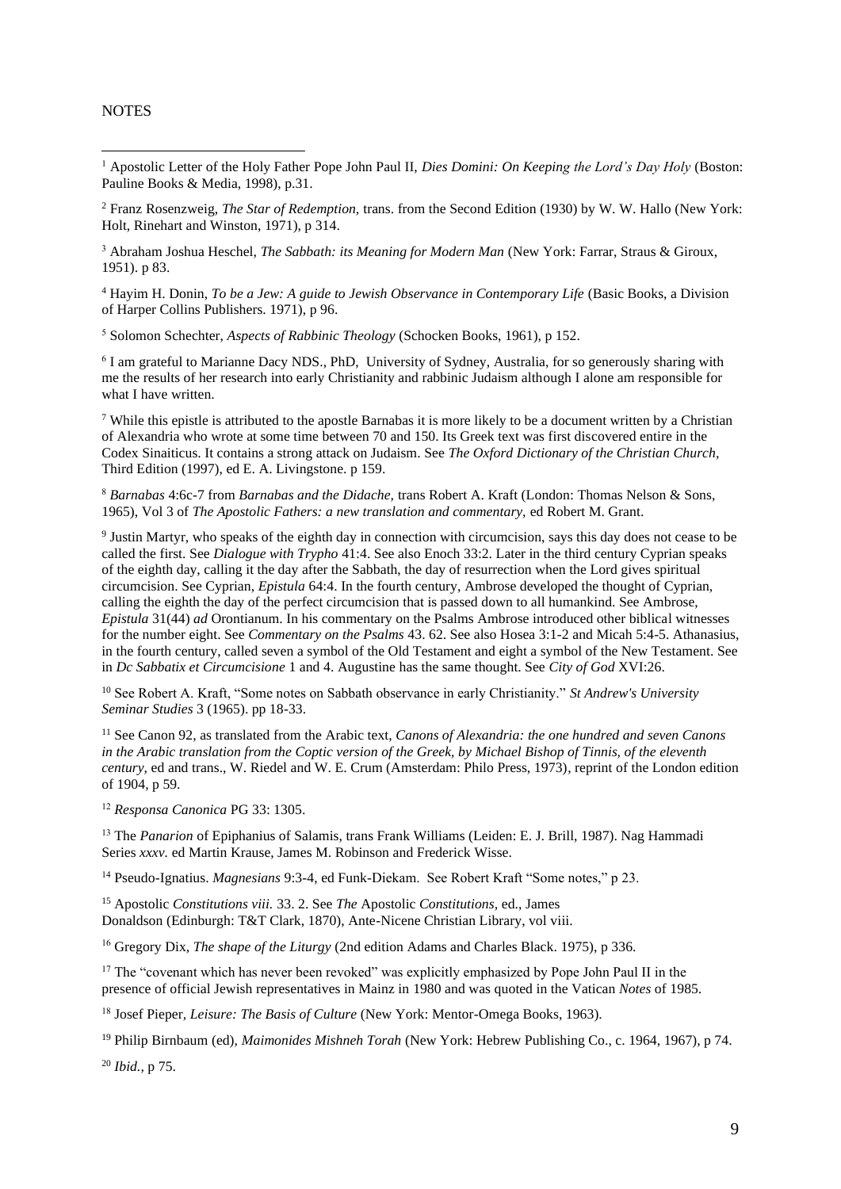NOTES

[1] Apostolic Letter of the Holy Father Pope John Paul II, *Dies Domini: On Keeping the Lord's Day Holy* (Boston: Pauline Books & Media, 1998), p.31.

[2] Franz Rosenzweig, *The Star of Redemption,* trans. from the Second Edition (1930) by W. W. Hallo (New York: Holt, Rinehart and Winston, 1971), p 314.

[3] Abraham Joshua Heschel, *The Sabbath: its Meaning for Modern Man* (New York: Farrar, Straus & Giroux, 1951). p 83.

[4] Hayim H. Donin, *To be a Jew: A guide to Jewish Observance in Contemporary Life* (Basic Books, a Division of Harper Collins Publishers. 1971), p 96.

[5] Solomon Schechter, *Aspects of Rabbinic Theology* (Schocken Books, 1961), p 152.

[6] I am grateful to Marianne Dacy NDS., PhD, University of Sydney, Australia, for so generously sharing with me the results of her research into early Christianity and rabbinic Judaism although I alone am responsible for what I have written.

[7] While this epistle is attributed to the apostle Barnabas it is more likely to be a document written by a Christian of Alexandria who wrote at some time between 70 and 150. Its Greek text was first discovered entire in the Codex Sinaiticus. It contains a strong attack on Judaism. See *The Oxford Dictionary of the Christian Church,* Third Edition (1997), ed E. A. Livingstone. p 159.

[8] *Barnabas* 4:6c-7 from *Barnabas and the Didache,* trans Robert A. Kraft (London: Thomas Nelson & Sons, 1965), Vol 3 of *The Apostolic Fathers: a new translation and commentary,* ed Robert M. Grant.

[9] Justin Martyr, who speaks of the eighth day in connection with circumcision, says this day does not cease to be called the first. See *Dialogue with Trypho* 41:4. See also Enoch 33:2. Later in the third century Cyprian speaks of the eighth day, calling it the day after the Sabbath, the day of resurrection when the Lord gives spiritual circumcision. See Cyprian, *Epistula* 64:4. In the fourth century, Ambrose developed the thought of Cyprian, calling the eighth the day of the perfect circumcision that is passed down to all humankind. See Ambrose, *Epistula* 31(44) *ad* Orontianum. In his commentary on the Psalms Ambrose introduced other biblical witnesses for the number eight. See *Commentary on the Psalms* 43. 62. See also Hosea 3:1-2 and Micah 5:4-5. Athanasius, in the fourth century, called seven a symbol of the Old Testament and eight a symbol of the New Testament. See in *Dc Sabbatix et Circumcisione* 1 and 4. Augustine has the same thought. See *City of God* XVI:26.

[10] See Robert A. Kraft, "Some notes on Sabbath observance in early Christianity." *St Andrew's University Seminar Studies* 3 (1965). pp 18-33.

[11] See Canon 92, as translated from the Arabic text, *Canons of Alexandria: the one hundred and seven Canons in the Arabic translation from the Coptic version of the Greek, by Michael Bishop of Tinnis, of the eleventh century,* ed and trans., W. Riedel and W. E. Crum (Amsterdam: Philo Press, 1973), reprint of the London edition of 1904, p 59.

[12] *Responsa Canonica* PG 33: 1305.

[13] The *Panarion* of Epiphanius of Salamis, trans Frank Williams (Leiden: E. J. Brill, 1987). Nag Hammadi Series *xxxv.* ed Martin Krause, James M. Robinson and Frederick Wisse.

[14] Pseudo-Ignatius. *Magnesians* 9:3-4, ed Funk-Diekam. See Robert Kraft "Some notes," p 23.

[15] Apostolic *Constitutions viii.* 33. 2. See *The* Apostolic *Constitutions,* ed., James Donaldson (Edinburgh: T&T Clark, 1870), Ante-Nicene Christian Library, vol viii.

[16] Gregory Dix, *The shape of the Liturgy* (2nd edition Adams and Charles Black. 1975), p 336.

[17] The "covenant which has never been revoked" was explicitly emphasized by Pope John Paul II in the presence of official Jewish representatives in Mainz in 1980 and was quoted in the Vatican *Notes* of 1985.

[18] Josef Pieper, *Leisure: The Basis of Culture* (New York: Mentor-Omega Books, 1963).

[19] Philip Birnbaum (ed), *Maimonides Mishneh Torah* (New York: Hebrew Publishing Co., c. 1964, 1967), p 74.

[20] *Ibid.,* p 75.